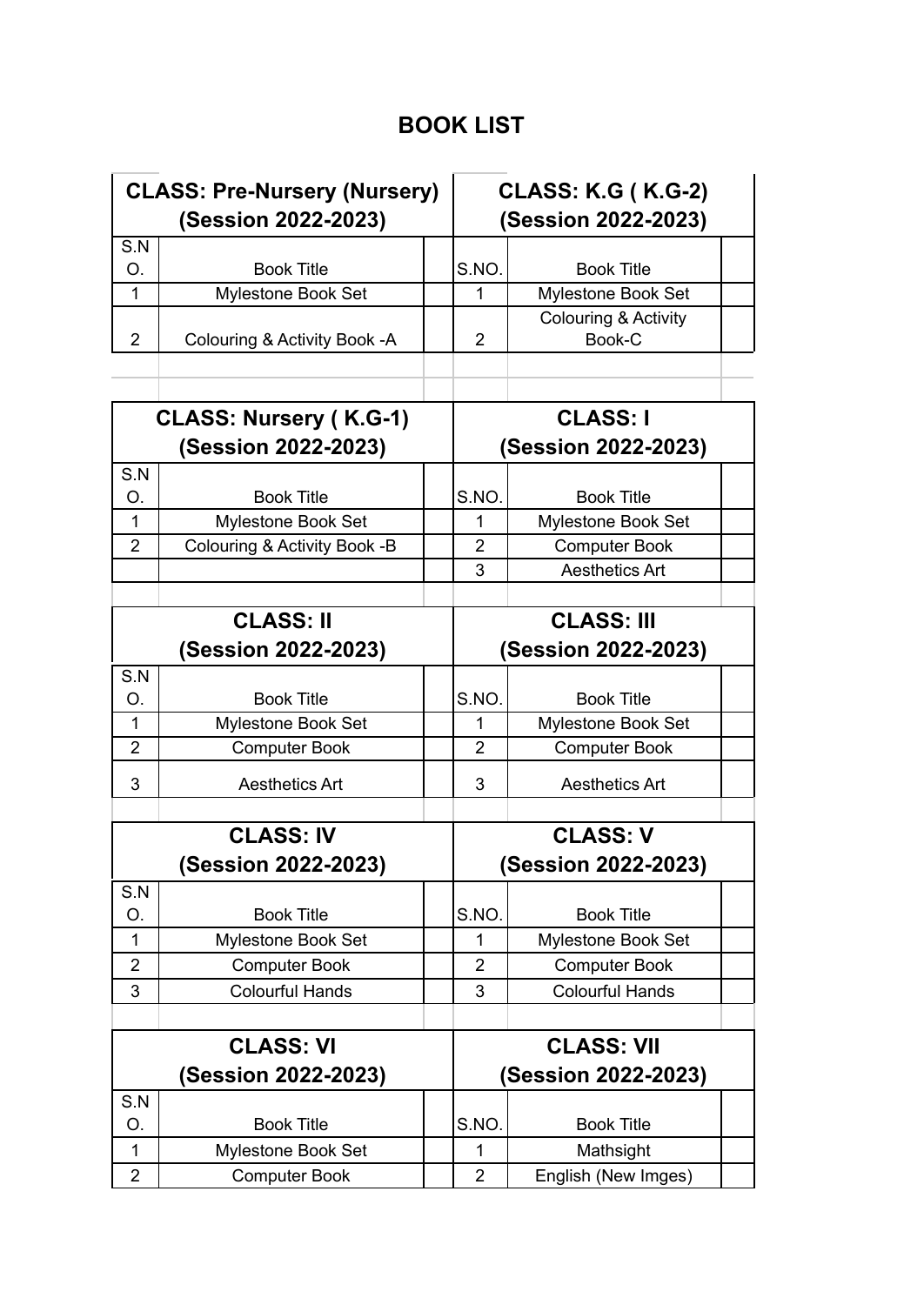# BOOK LIST

| CLASS: Pre-Nursery (Nursery) (Session 2022-2023) | | CLASS: K.G ( K.G-2) (Session 2022-2023) | |
|---|---|---|---|
| S.NO. | Book Title | S.NO. | Book Title |
| 1 | Mylestone Book Set | 1 | Mylestone Book Set |
| 2 | Colouring & Activity Book -A | 2 | Colouring & Activity Book-C |

| CLASS: Nursery ( K.G-1) (Session 2022-2023) | | CLASS: I (Session 2022-2023) | |
|---|---|---|---|
| S.NO. | Book Title | S.NO. | Book Title |
| 1 | Mylestone Book Set | 1 | Mylestone Book Set |
| 2 | Colouring & Activity Book -B | 2 | Computer Book |
| | | 3 | Aesthetics Art |

| CLASS: II (Session 2022-2023) | | CLASS: III (Session 2022-2023) | |
|---|---|---|---|
| S.NO. | Book Title | S.NO. | Book Title |
| 1 | Mylestone Book Set | 1 | Mylestone Book Set |
| 2 | Computer Book | 2 | Computer Book |
| 3 | Aesthetics Art | 3 | Aesthetics Art |

| CLASS: IV (Session 2022-2023) | | CLASS: V (Session 2022-2023) | |
|---|---|---|---|
| S.NO. | Book Title | S.NO. | Book Title |
| 1 | Mylestone Book Set | 1 | Mylestone Book Set |
| 2 | Computer Book | 2 | Computer Book |
| 3 | Colourful Hands | 3 | Colourful Hands |

| CLASS: VI (Session 2022-2023) | | CLASS: VII (Session 2022-2023) | |
|---|---|---|---|
| S.NO. | Book Title | S.NO. | Book Title |
| 1 | Mylestone Book Set | 1 | Mathsight |
| 2 | Computer Book | 2 | English (New Imges) |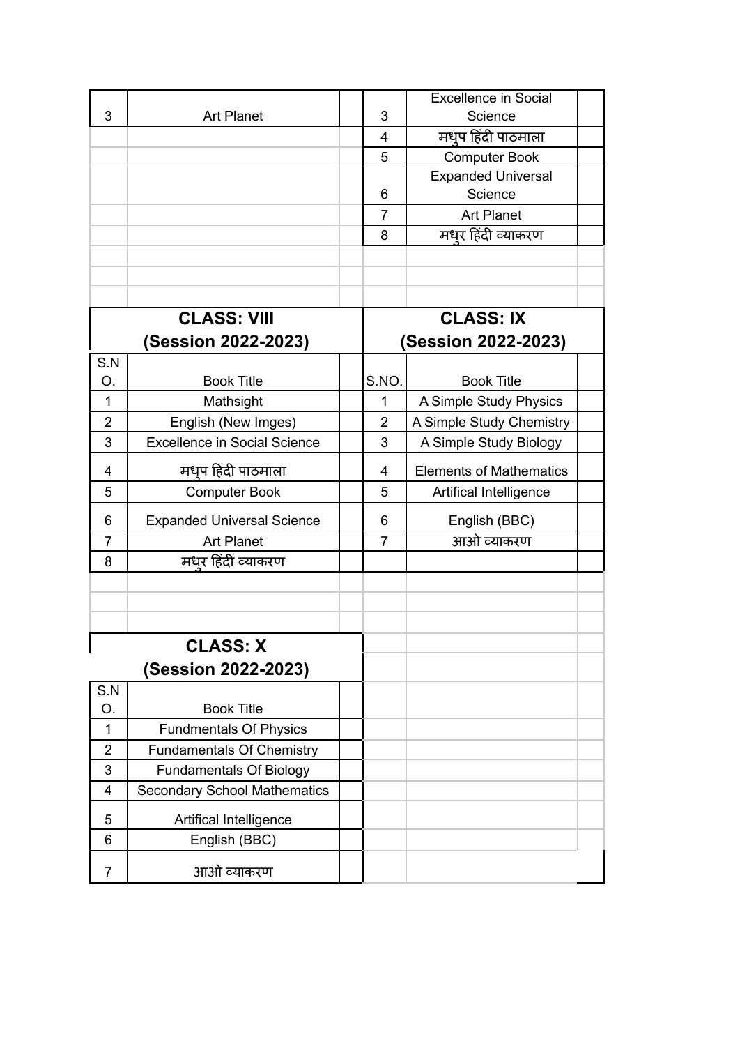| | | | | | |
|---|---|---|---|---|---|
| 3 | Art Planet | | 3 | Excellence in Social Science | |
| | | | 4 | मधुप हिंदी पाठमाला | |
| | | | 5 | Computer Book | |
| | | | 6 | Expanded Universal Science | |
| | | | 7 | Art Planet | |
| | | | 8 | मधुर हिंदी व्याकरण | |

## CLASS: VIII (Session 2022-2023)

| S.NO. | Book Title |
|---|---|
| 1 | Mathsight |
| 2 | English (New Imges) |
| 3 | Excellence in Social Science |
| 4 | मधुप हिंदी पाठमाला |
| 5 | Computer Book |
| 6 | Expanded Universal Science |
| 7 | Art Planet |
| 8 | मधुर हिंदी व्याकरण |

## CLASS: IX (Session 2022-2023)

| S.NO. | Book Title |
|---|---|
| 1 | A Simple Study Physics |
| 2 | A Simple Study Chemistry |
| 3 | A Simple Study Biology |
| 4 | Elements of Mathematics |
| 5 | Artifical Intelligence |
| 6 | English (BBC) |
| 7 | आओ व्याकरण |

## CLASS: X (Session 2022-2023)

| S.NO. | Book Title |
|---|---|
| 1 | Fundmentals Of Physics |
| 2 | Fundamentals Of Chemistry |
| 3 | Fundamentals Of Biology |
| 4 | Secondary School Mathematics |
| 5 | Artifical Intelligence |
| 6 | English (BBC) |
| 7 | आओ व्याकरण |